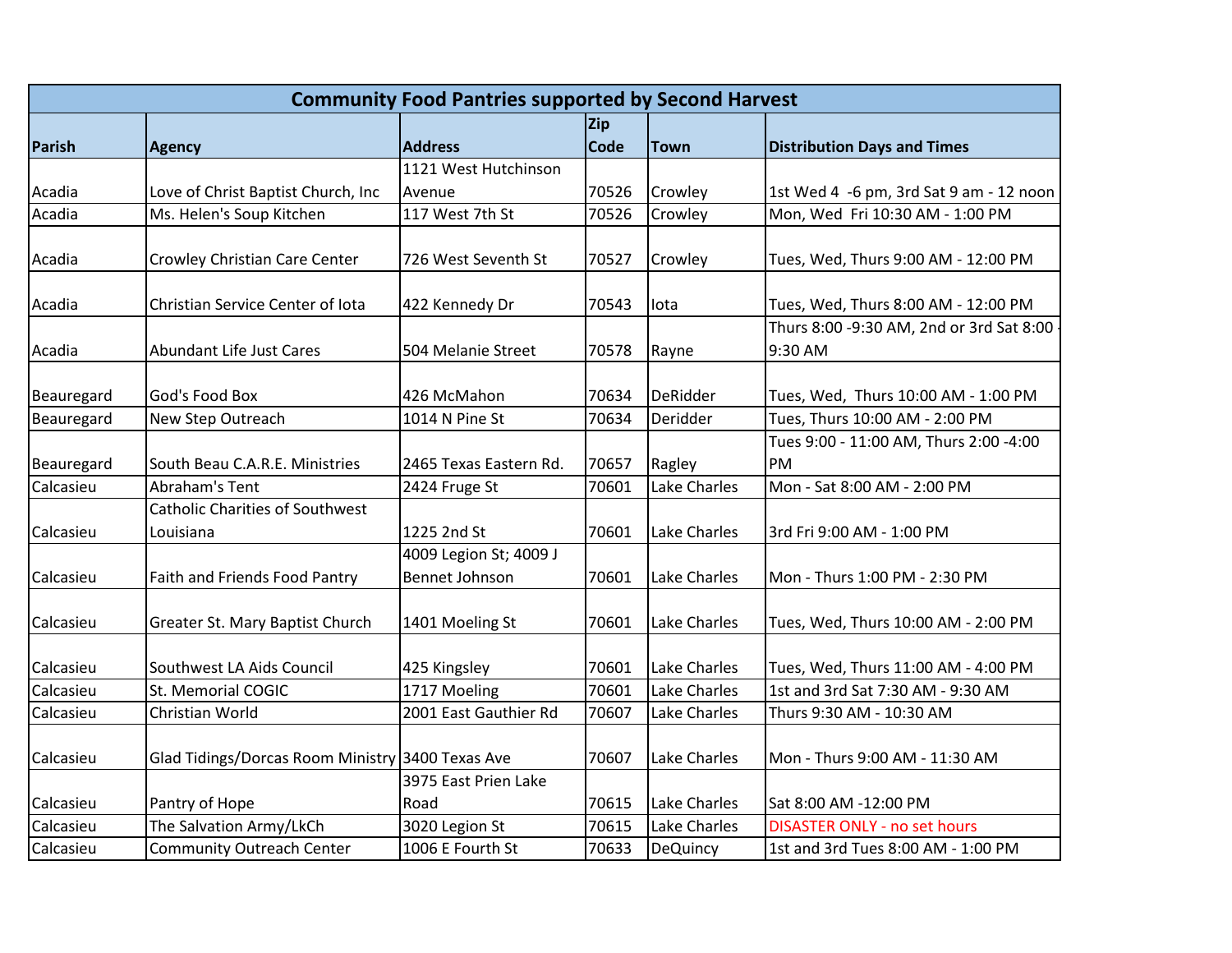| Community Food Pantries supported by Second Harvest | | | | | |
|---|---|---|---|---|---|
| **Parish** | **Agency** | **Address** | **Zip Code** | **Town** | **Distribution Days and Times** |
| Acadia | Love of Christ Baptist Church, Inc | 1121 West Hutchinson Avenue | 70526 | Crowley | 1st Wed 4 -6 pm, 3rd Sat 9 am - 12 noon |
| Acadia | Ms. Helen's Soup Kitchen | 117 West 7th St | 70526 | Crowley | Mon, Wed Fri 10:30 AM - 1:00 PM |
| Acadia | Crowley Christian Care Center | 726 West Seventh St | 70527 | Crowley | Tues, Wed, Thurs 9:00 AM - 12:00 PM |
| Acadia | Christian Service Center of Iota | 422 Kennedy Dr | 70543 | Iota | Tues, Wed, Thurs 8:00 AM - 12:00 PM |
| Acadia | Abundant Life Just Cares | 504 Melanie Street | 70578 | Rayne | Thurs 8:00 -9:30 AM, 2nd or 3rd Sat 8:00 - 9:30 AM |
| Beauregard | God's Food Box | 426 McMahon | 70634 | DeRidder | Tues, Wed, Thurs 10:00 AM - 1:00 PM |
| Beauregard | New Step Outreach | 1014 N Pine St | 70634 | Deridder | Tues, Thurs 10:00 AM - 2:00 PM |
| Beauregard | South Beau C.A.R.E. Ministries | 2465 Texas Eastern Rd. | 70657 | Ragley | Tues 9:00 - 11:00 AM, Thurs 2:00 -4:00 PM |
| Calcasieu | Abraham's Tent | 2424 Fruge St | 70601 | Lake Charles | Mon - Sat 8:00 AM - 2:00 PM |
| Calcasieu | Catholic Charities of Southwest Louisiana | 1225 2nd St | 70601 | Lake Charles | 3rd Fri 9:00 AM - 1:00 PM |
| Calcasieu | Faith and Friends Food Pantry | 4009 Legion St; 4009 J Bennet Johnson | 70601 | Lake Charles | Mon - Thurs 1:00 PM - 2:30 PM |
| Calcasieu | Greater St. Mary Baptist Church | 1401 Moeling St | 70601 | Lake Charles | Tues, Wed, Thurs 10:00 AM - 2:00 PM |
| Calcasieu | Southwest LA Aids Council | 425 Kingsley | 70601 | Lake Charles | Tues, Wed, Thurs 11:00 AM - 4:00 PM |
| Calcasieu | St. Memorial COGIC | 1717 Moeling | 70601 | Lake Charles | 1st and 3rd Sat 7:30 AM - 9:30 AM |
| Calcasieu | Christian World | 2001 East Gauthier Rd | 70607 | Lake Charles | Thurs 9:30 AM - 10:30 AM |
| Calcasieu | Glad Tidings/Dorcas Room Ministry | 3400 Texas Ave | 70607 | Lake Charles | Mon - Thurs 9:00 AM - 11:30 AM |
| Calcasieu | Pantry of Hope | 3975 East Prien Lake Road | 70615 | Lake Charles | Sat 8:00 AM -12:00 PM |
| Calcasieu | The Salvation Army/LkCh | 3020 Legion St | 70615 | Lake Charles | DISASTER ONLY - no set hours |
| Calcasieu | Community Outreach Center | 1006 E Fourth St | 70633 | DeQuincy | 1st and 3rd Tues 8:00 AM - 1:00 PM |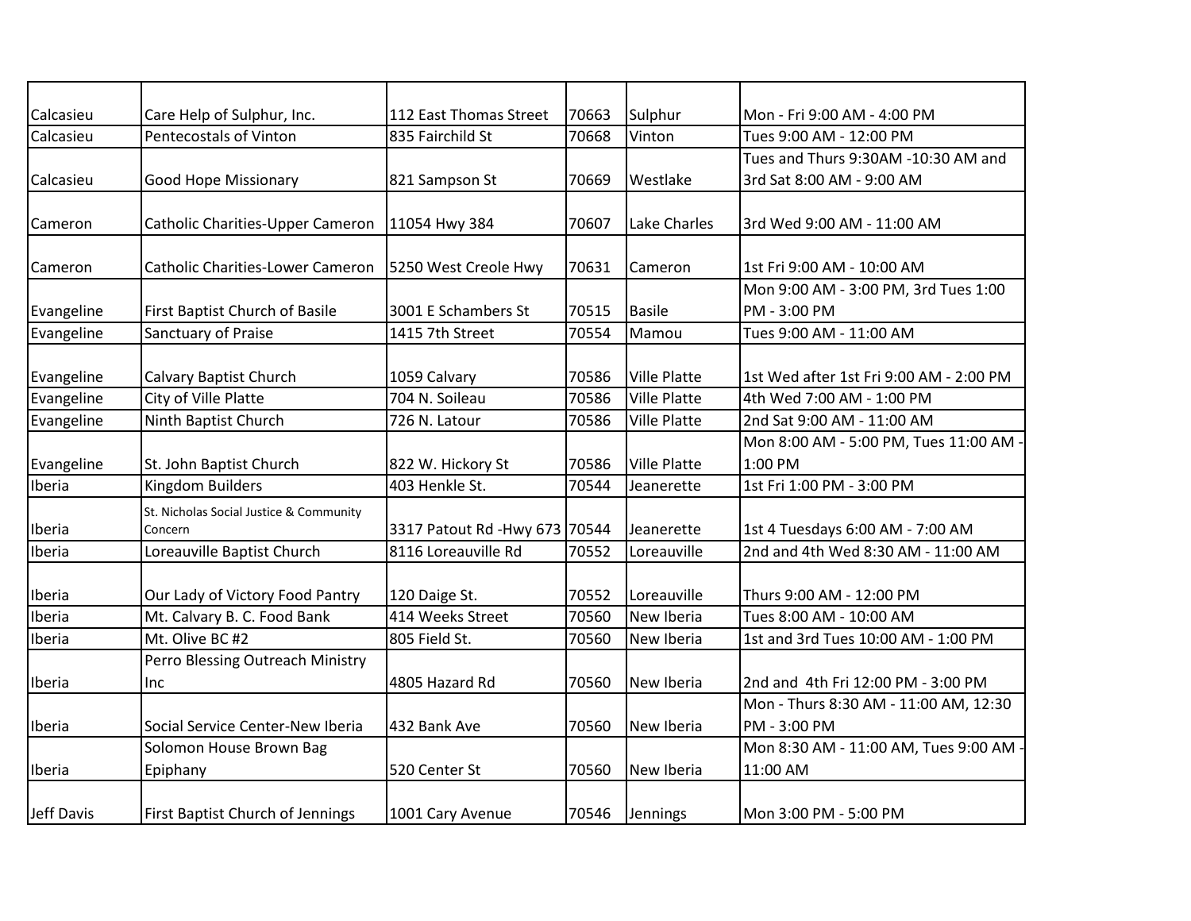| | | | | | |
|---|---|---|---|---|---|
| Calcasieu | Care Help of Sulphur, Inc. | 112 East Thomas Street | 70663 | Sulphur | Mon - Fri 9:00 AM - 4:00 PM |
| Calcasieu | Pentecostals of Vinton | 835 Fairchild St | 70668 | Vinton | Tues 9:00 AM - 12:00 PM |
| Calcasieu | Good Hope Missionary | 821 Sampson St | 70669 | Westlake | Tues and Thurs 9:30AM -10:30 AM and 3rd Sat 8:00 AM - 9:00 AM |
| Cameron | Catholic Charities-Upper Cameron | 11054 Hwy 384 | 70607 | Lake Charles | 3rd Wed 9:00 AM - 11:00 AM |
| Cameron | Catholic Charities-Lower Cameron | 5250 West Creole Hwy | 70631 | Cameron | 1st Fri 9:00 AM - 10:00 AM |
| Evangeline | First Baptist Church of Basile | 3001 E Schambers St | 70515 | Basile | Mon 9:00 AM - 3:00 PM, 3rd Tues 1:00 PM - 3:00 PM |
| Evangeline | Sanctuary of Praise | 1415 7th Street | 70554 | Mamou | Tues 9:00 AM - 11:00 AM |
| Evangeline | Calvary Baptist Church | 1059 Calvary | 70586 | Ville Platte | 1st Wed after 1st Fri 9:00 AM - 2:00 PM |
| Evangeline | City of Ville Platte | 704 N. Soileau | 70586 | Ville Platte | 4th Wed 7:00 AM - 1:00 PM |
| Evangeline | Ninth Baptist Church | 726 N. Latour | 70586 | Ville Platte | 2nd Sat 9:00 AM - 11:00 AM |
| Evangeline | St. John Baptist Church | 822 W. Hickory St | 70586 | Ville Platte | Mon 8:00 AM - 5:00 PM, Tues 11:00 AM - 1:00 PM |
| Iberia | Kingdom Builders | 403 Henkle St. | 70544 | Jeanerette | 1st Fri 1:00 PM - 3:00 PM |
| Iberia | St. Nicholas Social Justice & Community Concern | 3317 Patout Rd -Hwy 673 | 70544 | Jeanerette | 1st 4 Tuesdays 6:00 AM - 7:00 AM |
| Iberia | Loreauville Baptist Church | 8116 Loreauville Rd | 70552 | Loreauville | 2nd and 4th Wed 8:30 AM - 11:00 AM |
| Iberia | Our Lady of Victory Food Pantry | 120 Daige St. | 70552 | Loreauville | Thurs 9:00 AM - 12:00 PM |
| Iberia | Mt. Calvary B. C. Food Bank | 414 Weeks Street | 70560 | New Iberia | Tues 8:00 AM - 10:00 AM |
| Iberia | Mt. Olive BC #2 | 805 Field St. | 70560 | New Iberia | 1st and 3rd Tues 10:00 AM - 1:00 PM |
| Iberia | Perro Blessing Outreach Ministry Inc | 4805 Hazard Rd | 70560 | New Iberia | 2nd and 4th Fri 12:00 PM - 3:00 PM |
| Iberia | Social Service Center-New Iberia | 432 Bank Ave | 70560 | New Iberia | Mon - Thurs 8:30 AM - 11:00 AM, 12:30 PM - 3:00 PM |
| Iberia | Solomon House Brown Bag Epiphany | 520 Center St | 70560 | New Iberia | Mon 8:30 AM - 11:00 AM, Tues 9:00 AM - 11:00 AM |
| Jeff Davis | First Baptist Church of Jennings | 1001 Cary Avenue | 70546 | Jennings | Mon 3:00 PM - 5:00 PM |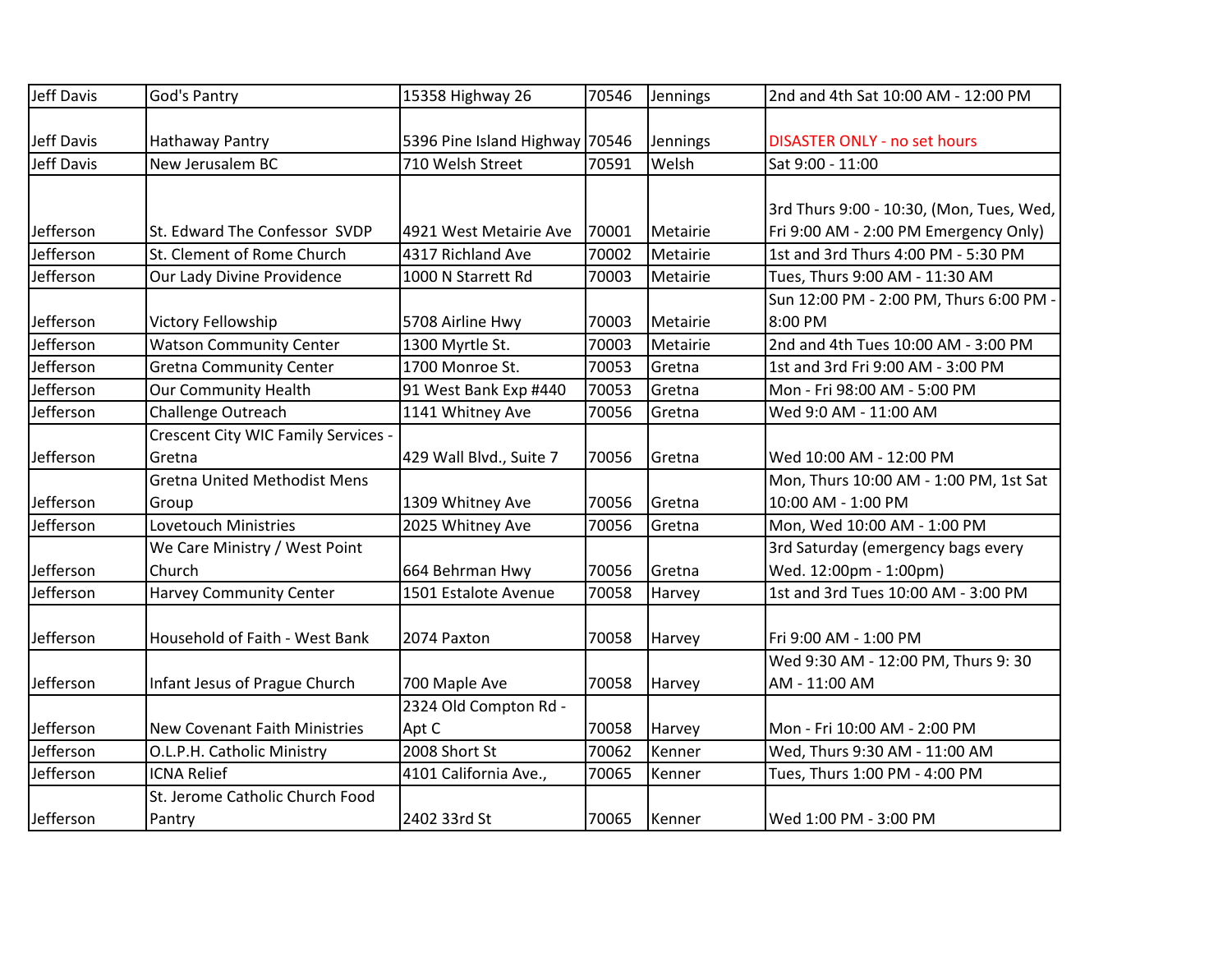| Jeff Davis | God's Pantry | 15358 Highway 26 | 70546 | Jennings | 2nd and 4th Sat 10:00 AM - 12:00 PM |
|---|---|---|---|---|---|
| Jeff Davis | Hathaway Pantry | 5396 Pine Island Highway | 70546 | Jennings | DISASTER ONLY - no set hours |
| Jeff Davis | New Jerusalem BC | 710 Welsh Street | 70591 | Welsh | Sat 9:00 - 11:00 |
| Jefferson | St. Edward The Confessor SVDP | 4921 West Metairie Ave | 70001 | Metairie | 3rd Thurs 9:00 - 10:30, (Mon, Tues, Wed, Fri 9:00 AM - 2:00 PM Emergency Only) |
| Jefferson | St. Clement of Rome Church | 4317 Richland Ave | 70002 | Metairie | 1st and 3rd Thurs 4:00 PM - 5:30 PM |
| Jefferson | Our Lady Divine Providence | 1000 N Starrett Rd | 70003 | Metairie | Tues, Thurs 9:00 AM - 11:30 AM |
| Jefferson | Victory Fellowship | 5708 Airline Hwy | 70003 | Metairie | Sun 12:00 PM - 2:00 PM, Thurs 6:00 PM - 8:00 PM |
| Jefferson | Watson Community Center | 1300 Myrtle St. | 70003 | Metairie | 2nd and 4th Tues 10:00 AM - 3:00 PM |
| Jefferson | Gretna Community Center | 1700 Monroe St. | 70053 | Gretna | 1st and 3rd Fri 9:00 AM - 3:00 PM |
| Jefferson | Our Community Health | 91 West Bank Exp #440 | 70053 | Gretna | Mon - Fri 98:00 AM - 5:00 PM |
| Jefferson | Challenge Outreach | 1141 Whitney Ave | 70056 | Gretna | Wed 9:0 AM - 11:00 AM |
| Jefferson | Crescent City WIC Family Services - Gretna | 429 Wall Blvd., Suite 7 | 70056 | Gretna | Wed 10:00 AM - 12:00 PM |
| Jefferson | Gretna United Methodist Mens Group | 1309 Whitney Ave | 70056 | Gretna | Mon, Thurs 10:00 AM - 1:00 PM, 1st Sat 10:00 AM - 1:00 PM |
| Jefferson | Lovetouch Ministries | 2025 Whitney Ave | 70056 | Gretna | Mon, Wed 10:00 AM - 1:00 PM |
| Jefferson | We Care Ministry / West Point Church | 664 Behrman Hwy | 70056 | Gretna | 3rd Saturday (emergency bags every Wed. 12:00pm - 1:00pm) |
| Jefferson | Harvey Community Center | 1501 Estalote Avenue | 70058 | Harvey | 1st and 3rd Tues 10:00 AM - 3:00 PM |
| Jefferson | Household of Faith - West Bank | 2074 Paxton | 70058 | Harvey | Fri 9:00 AM - 1:00 PM |
| Jefferson | Infant Jesus of Prague Church | 700 Maple Ave | 70058 | Harvey | Wed 9:30 AM - 12:00 PM, Thurs 9: 30 AM - 11:00 AM |
| Jefferson | New Covenant Faith Ministries | 2324 Old Compton Rd - Apt C | 70058 | Harvey | Mon - Fri 10:00 AM - 2:00 PM |
| Jefferson | O.L.P.H. Catholic Ministry | 2008 Short St | 70062 | Kenner | Wed, Thurs 9:30 AM - 11:00 AM |
| Jefferson | ICNA Relief | 4101 California Ave., | 70065 | Kenner | Tues, Thurs 1:00 PM - 4:00 PM |
| Jefferson | St. Jerome Catholic Church Food Pantry | 2402 33rd St | 70065 | Kenner | Wed 1:00 PM - 3:00 PM |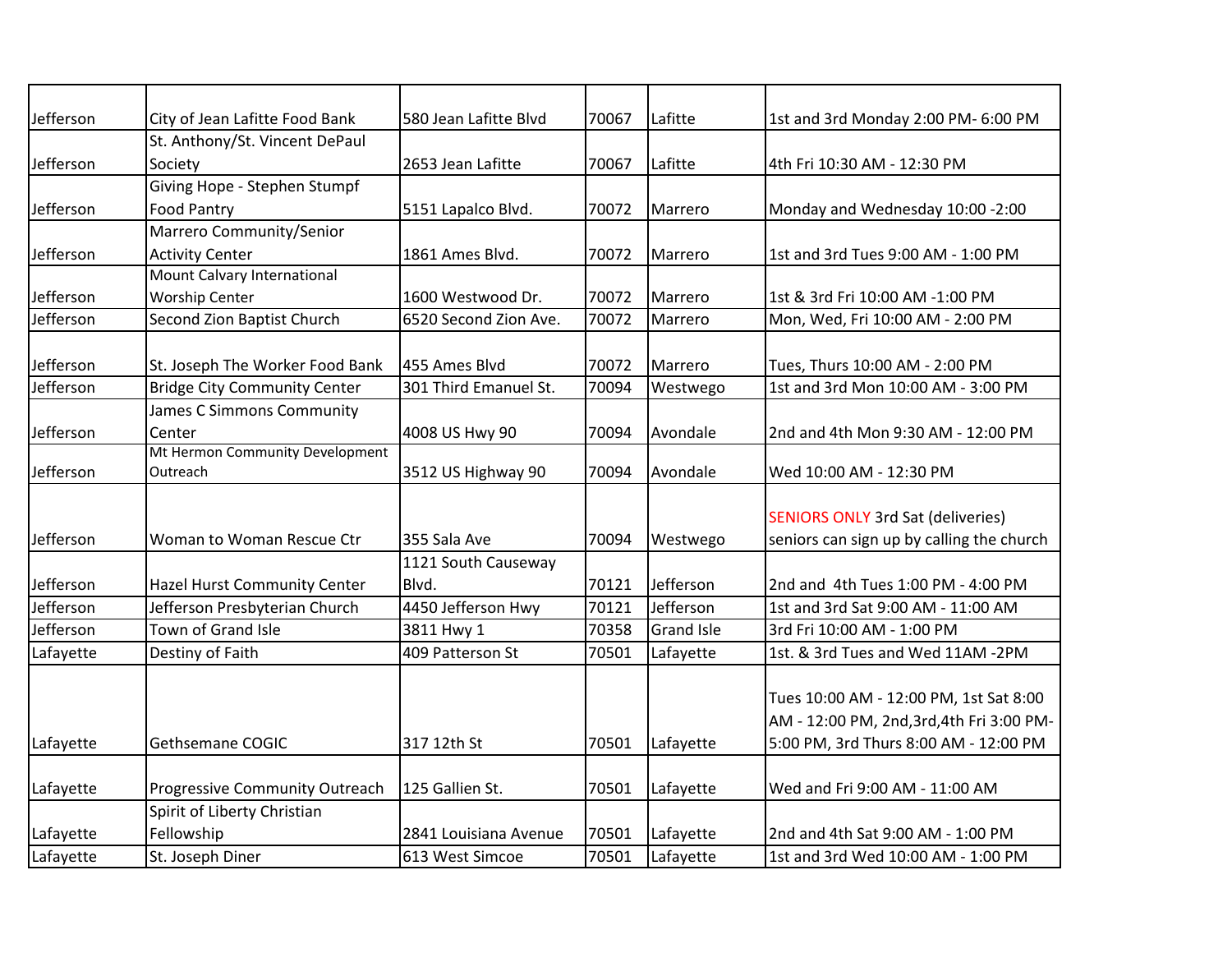| | | | | | |
|---|---|---|---|---|---|
| Jefferson | City of Jean Lafitte Food Bank | 580 Jean Lafitte Blvd | 70067 | Lafitte | 1st and 3rd Monday 2:00 PM- 6:00 PM |
| Jefferson | St. Anthony/St. Vincent DePaul Society | 2653 Jean Lafitte | 70067 | Lafitte | 4th Fri 10:30 AM - 12:30 PM |
| Jefferson | Giving Hope - Stephen Stumpf Food Pantry | 5151 Lapalco Blvd. | 70072 | Marrero | Monday and Wednesday 10:00 -2:00 |
| Jefferson | Marrero Community/Senior Activity Center | 1861 Ames Blvd. | 70072 | Marrero | 1st and 3rd Tues 9:00 AM - 1:00 PM |
| Jefferson | Mount Calvary International Worship Center | 1600 Westwood Dr. | 70072 | Marrero | 1st & 3rd Fri 10:00 AM -1:00 PM |
| Jefferson | Second Zion Baptist Church | 6520 Second Zion Ave. | 70072 | Marrero | Mon, Wed, Fri 10:00 AM - 2:00 PM |
| Jefferson | St. Joseph The Worker Food Bank | 455 Ames Blvd | 70072 | Marrero | Tues, Thurs 10:00 AM - 2:00 PM |
| Jefferson | Bridge City Community Center | 301 Third Emanuel St. | 70094 | Westwego | 1st and 3rd Mon 10:00 AM - 3:00 PM |
| Jefferson | James C Simmons Community Center | 4008 US Hwy 90 | 70094 | Avondale | 2nd and 4th Mon 9:30 AM - 12:00 PM |
| Jefferson | Mt Hermon Community Development Outreach | 3512 US Highway 90 | 70094 | Avondale | Wed 10:00 AM - 12:30 PM |
| Jefferson | Woman to Woman Rescue Ctr | 355 Sala Ave | 70094 | Westwego | SENIORS ONLY 3rd Sat (deliveries) seniors can sign up by calling the church |
| Jefferson | Hazel Hurst Community Center | 1121 South Causeway Blvd. | 70121 | Jefferson | 2nd and 4th Tues 1:00 PM - 4:00 PM |
| Jefferson | Jefferson Presbyterian Church | 4450 Jefferson Hwy | 70121 | Jefferson | 1st and 3rd Sat 9:00 AM - 11:00 AM |
| Jefferson | Town of Grand Isle | 3811 Hwy 1 | 70358 | Grand Isle | 3rd Fri 10:00 AM - 1:00 PM |
| Lafayette | Destiny of Faith | 409 Patterson St | 70501 | Lafayette | 1st. & 3rd Tues and Wed 11AM -2PM |
| Lafayette | Gethsemane COGIC | 317 12th St | 70501 | Lafayette | Tues 10:00 AM - 12:00 PM, 1st Sat 8:00 AM - 12:00 PM, 2nd,3rd,4th Fri 3:00 PM-5:00 PM, 3rd Thurs 8:00 AM - 12:00 PM |
| Lafayette | Progressive Community Outreach | 125 Gallien St. | 70501 | Lafayette | Wed and Fri 9:00 AM - 11:00 AM |
| Lafayette | Spirit of Liberty Christian Fellowship | 2841 Louisiana Avenue | 70501 | Lafayette | 2nd and 4th Sat 9:00 AM - 1:00 PM |
| Lafayette | St. Joseph Diner | 613 West Simcoe | 70501 | Lafayette | 1st and 3rd Wed 10:00 AM - 1:00 PM |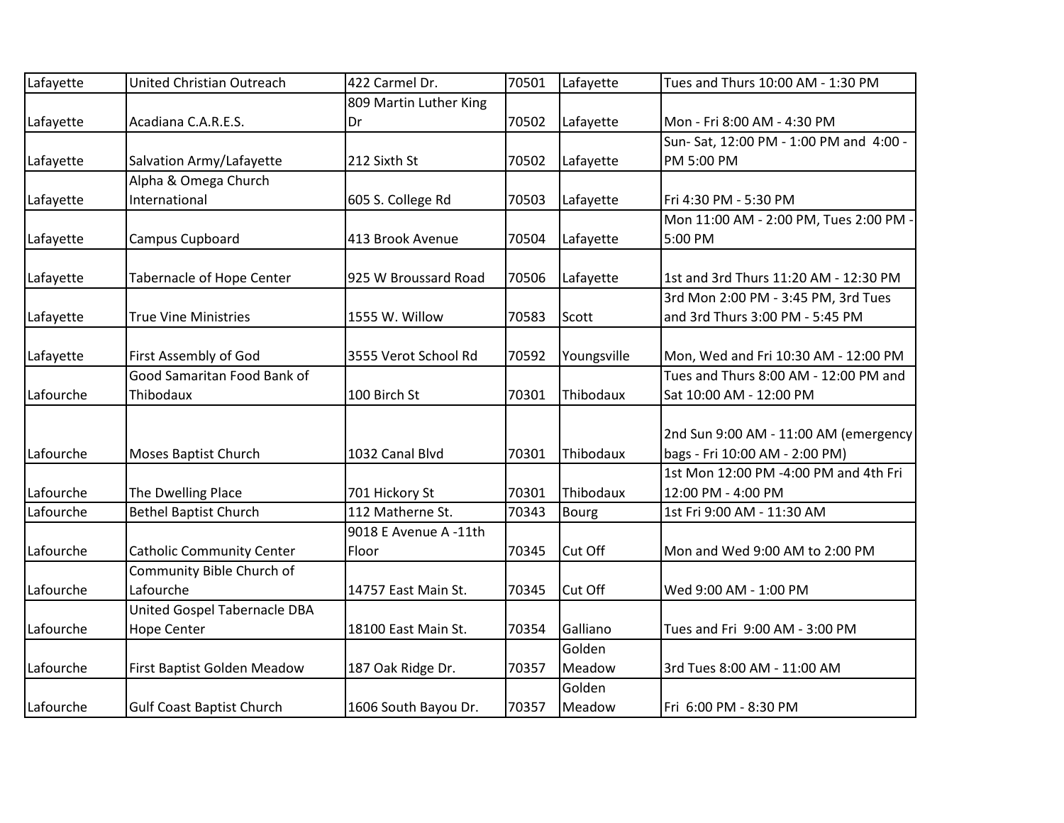| | | | | | |
|---|---|---|---|---|---|
| Lafayette | United Christian Outreach | 422 Carmel Dr. | 70501 | Lafayette | Tues and Thurs 10:00 AM - 1:30 PM |
| Lafayette | Acadiana C.A.R.E.S. | 809 Martin Luther King Dr | 70502 | Lafayette | Mon - Fri 8:00 AM - 4:30 PM |
| Lafayette | Salvation Army/Lafayette | 212 Sixth St | 70502 | Lafayette | Sun- Sat, 12:00 PM - 1:00 PM and 4:00 - PM 5:00 PM |
| Lafayette | Alpha & Omega Church International | 605 S. College Rd | 70503 | Lafayette | Fri 4:30 PM - 5:30 PM |
| Lafayette | Campus Cupboard | 413 Brook Avenue | 70504 | Lafayette | Mon 11:00 AM - 2:00 PM, Tues 2:00 PM - 5:00 PM |
| Lafayette | Tabernacle of Hope Center | 925 W Broussard Road | 70506 | Lafayette | 1st and 3rd Thurs 11:20 AM - 12:30 PM |
| Lafayette | True Vine Ministries | 1555 W. Willow | 70583 | Scott | 3rd Mon 2:00 PM - 3:45 PM, 3rd Tues and 3rd Thurs 3:00 PM - 5:45 PM |
| Lafayette | First Assembly of God | 3555 Verot School Rd | 70592 | Youngsville | Mon, Wed and Fri 10:30 AM - 12:00 PM |
| Lafourche | Good Samaritan Food Bank of Thibodaux | 100 Birch St | 70301 | Thibodaux | Tues and Thurs 8:00 AM - 12:00 PM and Sat 10:00 AM - 12:00 PM |
| Lafourche | Moses Baptist Church | 1032 Canal Blvd | 70301 | Thibodaux | 2nd Sun 9:00 AM - 11:00 AM (emergency bags - Fri 10:00 AM - 2:00 PM) |
| Lafourche | The Dwelling Place | 701 Hickory St | 70301 | Thibodaux | 1st Mon 12:00 PM -4:00 PM and 4th Fri 12:00 PM - 4:00 PM |
| Lafourche | Bethel Baptist Church | 112 Matherne St. | 70343 | Bourg | 1st Fri 9:00 AM - 11:30 AM |
| Lafourche | Catholic Community Center | 9018 E Avenue A -11th Floor | 70345 | Cut Off | Mon and Wed 9:00 AM to 2:00 PM |
| Lafourche | Community Bible Church of Lafourche | 14757 East Main St. | 70345 | Cut Off | Wed 9:00 AM - 1:00 PM |
| Lafourche | United Gospel Tabernacle DBA Hope Center | 18100 East Main St. | 70354 | Galliano | Tues and Fri 9:00 AM - 3:00 PM |
| Lafourche | First Baptist Golden Meadow | 187 Oak Ridge Dr. | 70357 | Golden Meadow | 3rd Tues 8:00 AM - 11:00 AM |
| Lafourche | Gulf Coast Baptist Church | 1606 South Bayou Dr. | 70357 | Golden Meadow | Fri 6:00 PM - 8:30 PM |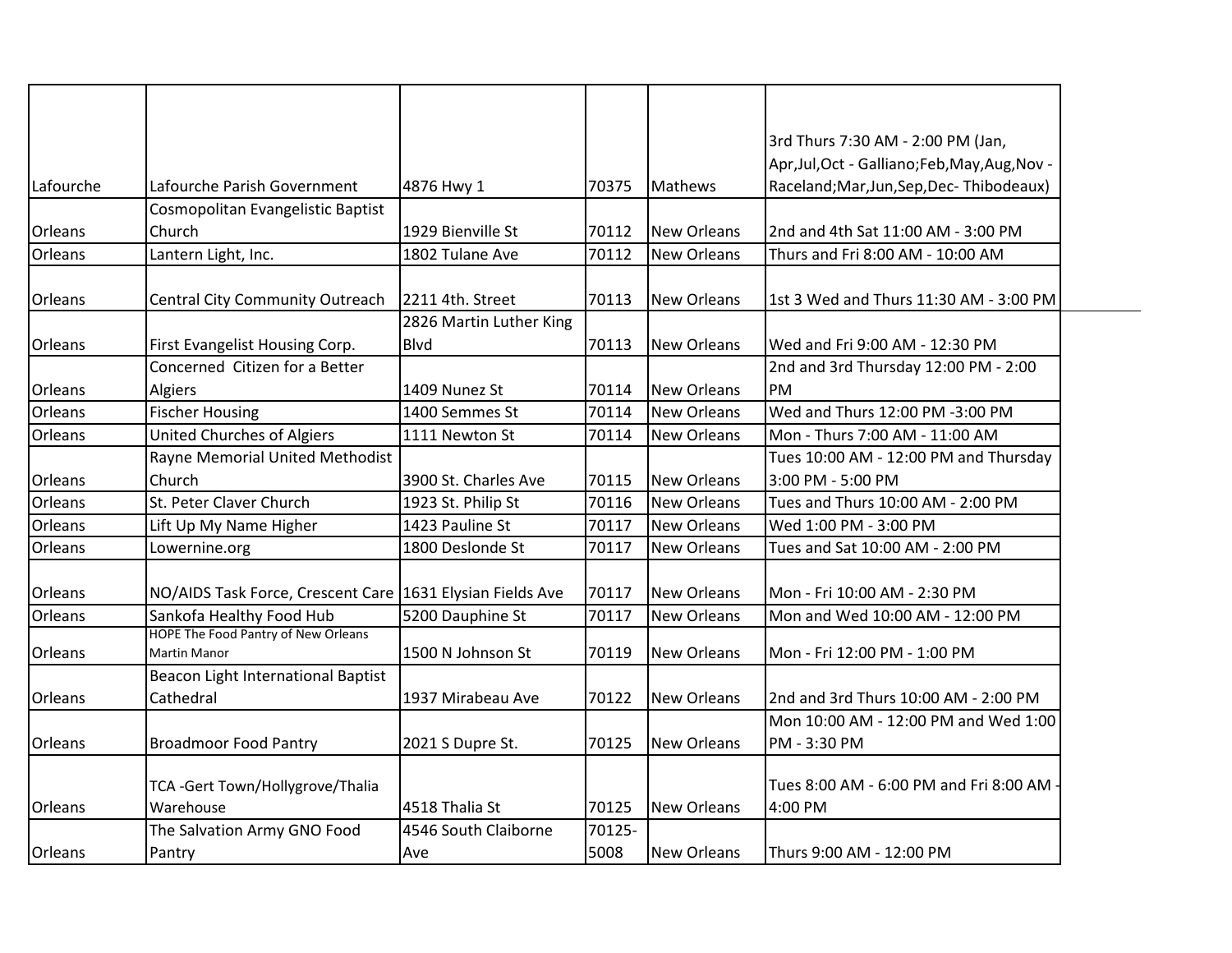| | | | | | |
|---|---|---|---|---|---|
| Lafourche | Lafourche Parish Government | 4876 Hwy 1 | 70375 | Mathews | 3rd Thurs 7:30 AM - 2:00 PM (Jan, Apr,Jul,Oct - Galliano;Feb,May,Aug,Nov - Raceland;Mar,Jun,Sep,Dec- Thibodeaux) |
| Orleans | Cosmopolitan Evangelistic Baptist Church | 1929 Bienville St | 70112 | New Orleans | 2nd and 4th Sat 11:00 AM - 3:00 PM |
| Orleans | Lantern Light, Inc. | 1802 Tulane Ave | 70112 | New Orleans | Thurs and Fri 8:00 AM - 10:00 AM |
| Orleans | Central City Community Outreach | 2211 4th. Street | 70113 | New Orleans | 1st 3 Wed and Thurs 11:30 AM - 3:00 PM |
| Orleans | First Evangelist Housing Corp. | 2826 Martin Luther King Blvd | 70113 | New Orleans | Wed and Fri 9:00 AM - 12:30 PM |
| Orleans | Concerned Citizen for a Better Algiers | 1409 Nunez St | 70114 | New Orleans | 2nd and 3rd Thursday 12:00 PM - 2:00 PM |
| Orleans | Fischer Housing | 1400 Semmes St | 70114 | New Orleans | Wed and Thurs 12:00 PM -3:00 PM |
| Orleans | United Churches of Algiers | 1111 Newton St | 70114 | New Orleans | Mon - Thurs 7:00 AM - 11:00 AM |
| Orleans | Rayne Memorial United Methodist Church | 3900 St. Charles Ave | 70115 | New Orleans | Tues 10:00 AM - 12:00 PM and Thursday 3:00 PM - 5:00 PM |
| Orleans | St. Peter Claver Church | 1923 St. Philip St | 70116 | New Orleans | Tues and Thurs 10:00 AM - 2:00 PM |
| Orleans | Lift Up My Name Higher | 1423 Pauline St | 70117 | New Orleans | Wed 1:00 PM - 3:00 PM |
| Orleans | Lowernine.org | 1800 Deslonde St | 70117 | New Orleans | Tues and Sat 10:00 AM - 2:00 PM |
| Orleans | NO/AIDS Task Force, Crescent Care | 1631 Elysian Fields Ave | 70117 | New Orleans | Mon - Fri 10:00 AM - 2:30 PM |
| Orleans | Sankofa Healthy Food Hub | 5200 Dauphine St | 70117 | New Orleans | Mon and Wed 10:00 AM - 12:00 PM |
| Orleans | HOPE The Food Pantry of New Orleans Martin Manor | 1500 N Johnson St | 70119 | New Orleans | Mon - Fri 12:00 PM - 1:00 PM |
| Orleans | Beacon Light International Baptist Cathedral | 1937 Mirabeau Ave | 70122 | New Orleans | 2nd and 3rd Thurs 10:00 AM - 2:00 PM |
| Orleans | Broadmoor Food Pantry | 2021 S Dupre St. | 70125 | New Orleans | Mon 10:00 AM - 12:00 PM and Wed 1:00 PM - 3:30 PM |
| Orleans | TCA -Gert Town/Hollygrove/Thalia Warehouse | 4518 Thalia St | 70125 | New Orleans | Tues 8:00 AM - 6:00 PM and Fri 8:00 AM - 4:00 PM |
| Orleans | The Salvation Army GNO Food Pantry | 4546 South Claiborne Ave | 70125-5008 | New Orleans | Thurs 9:00 AM - 12:00 PM |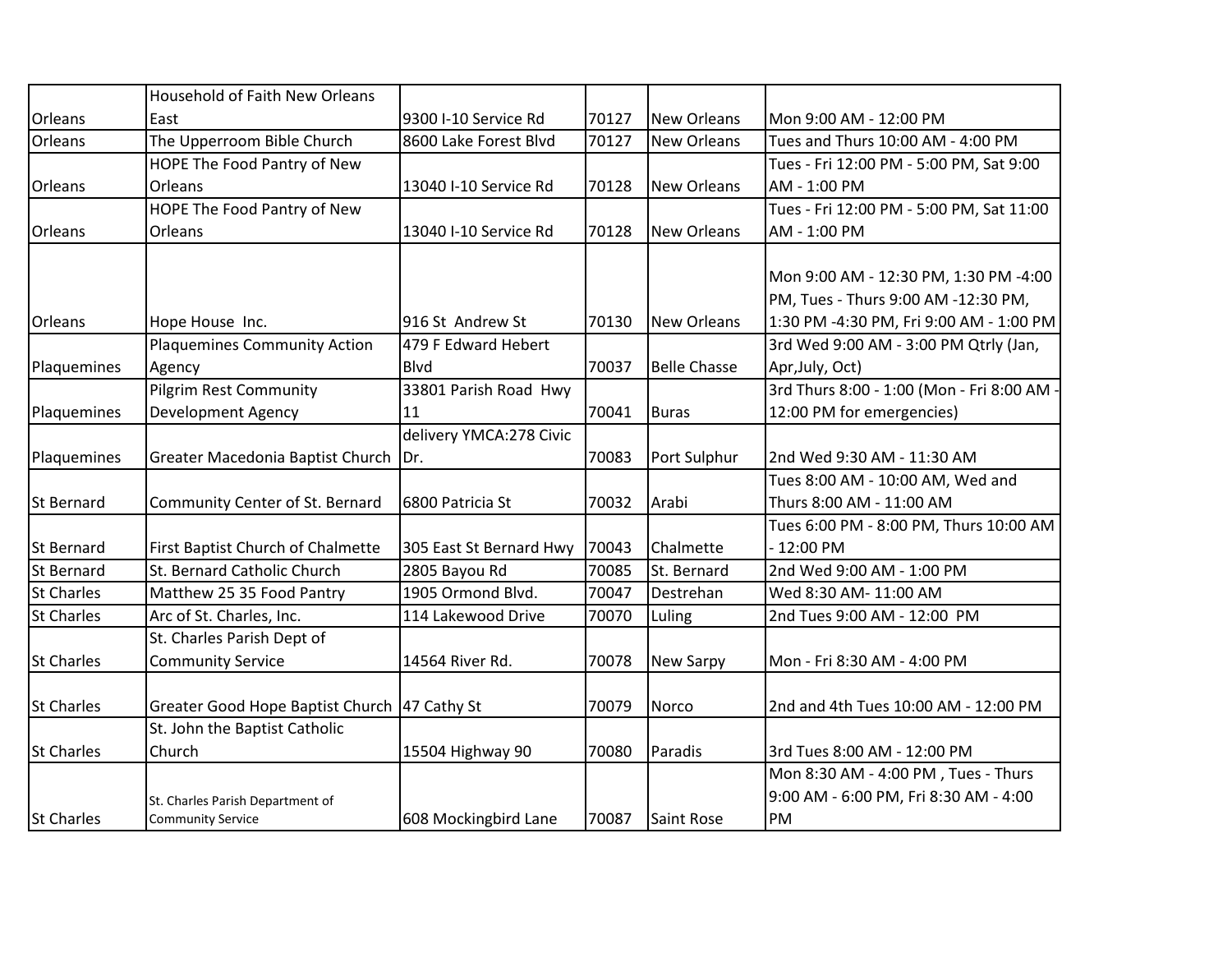| | | | | | |
|---|---|---|---|---|---|
| Orleans | Household of Faith New Orleans East | 9300 I-10 Service Rd | 70127 | New Orleans | Mon 9:00 AM - 12:00 PM |
| Orleans | The Upperroom Bible Church | 8600 Lake Forest Blvd | 70127 | New Orleans | Tues and Thurs 10:00 AM - 4:00 PM |
| Orleans | HOPE The Food Pantry of New Orleans | 13040 I-10 Service Rd | 70128 | New Orleans | Tues - Fri 12:00 PM - 5:00 PM, Sat 9:00 AM - 1:00 PM |
| Orleans | HOPE The Food Pantry of New Orleans | 13040 I-10 Service Rd | 70128 | New Orleans | Tues - Fri 12:00 PM - 5:00 PM, Sat 11:00 AM - 1:00 PM |
| Orleans | Hope House Inc. | 916 St Andrew St | 70130 | New Orleans | Mon 9:00 AM - 12:30 PM, 1:30 PM -4:00 PM, Tues - Thurs 9:00 AM -12:30 PM, 1:30 PM -4:30 PM, Fri 9:00 AM - 1:00 PM |
| Plaquemines | Plaquemines Community Action Agency | 479 F Edward Hebert Blvd | 70037 | Belle Chasse | 3rd Wed 9:00 AM - 3:00 PM Qtrly (Jan, Apr,July, Oct) |
| Plaquemines | Pilgrim Rest Community Development Agency | 33801 Parish Road Hwy 11 | 70041 | Buras | 3rd Thurs 8:00 - 1:00 (Mon - Fri 8:00 AM - 12:00 PM for emergencies) |
| Plaquemines | Greater Macedonia Baptist Church | delivery YMCA:278 Civic Dr. | 70083 | Port Sulphur | 2nd Wed 9:30 AM - 11:30 AM |
| St Bernard | Community Center of St. Bernard | 6800 Patricia St | 70032 | Arabi | Tues 8:00 AM - 10:00 AM, Wed and Thurs 8:00 AM - 11:00 AM |
| St Bernard | First Baptist Church of Chalmette | 305 East St Bernard Hwy | 70043 | Chalmette | Tues 6:00 PM - 8:00 PM, Thurs 10:00 AM - 12:00 PM |
| St Bernard | St. Bernard Catholic Church | 2805 Bayou Rd | 70085 | St. Bernard | 2nd Wed 9:00 AM - 1:00 PM |
| St Charles | Matthew 25 35 Food Pantry | 1905 Ormond Blvd. | 70047 | Destrehan | Wed 8:30 AM- 11:00 AM |
| St Charles | Arc of St. Charles, Inc. | 114 Lakewood Drive | 70070 | Luling | 2nd Tues 9:00 AM - 12:00 PM |
| St Charles | St. Charles Parish Dept of Community Service | 14564 River Rd. | 70078 | New Sarpy | Mon - Fri 8:30 AM - 4:00 PM |
| St Charles | Greater Good Hope Baptist Church | 47 Cathy St | 70079 | Norco | 2nd and 4th Tues 10:00 AM - 12:00 PM |
| St Charles | St. John the Baptist Catholic Church | 15504 Highway 90 | 70080 | Paradis | 3rd Tues 8:00 AM - 12:00 PM |
| St Charles | St. Charles Parish Department of Community Service | 608 Mockingbird Lane | 70087 | Saint Rose | Mon 8:30 AM - 4:00 PM , Tues - Thurs 9:00 AM - 6:00 PM, Fri 8:30 AM - 4:00 PM |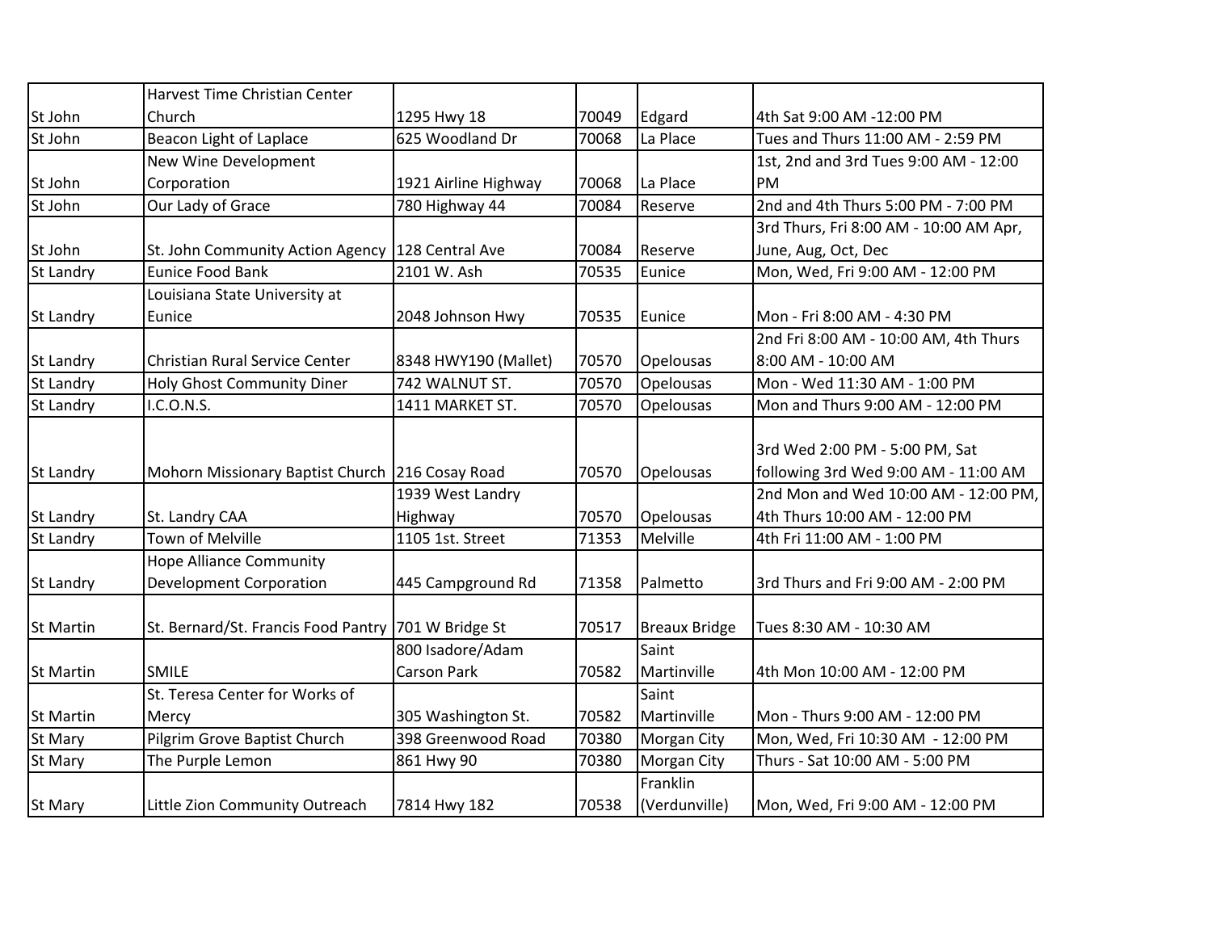| | | | | | |
|---|---|---|---|---|---|
| St John | Harvest Time Christian Center Church | 1295 Hwy 18 | 70049 | Edgard | 4th Sat 9:00 AM -12:00 PM |
| St John | Beacon Light of Laplace | 625 Woodland Dr | 70068 | La Place | Tues and Thurs 11:00 AM - 2:59 PM |
| St John | New Wine Development Corporation | 1921 Airline Highway | 70068 | La Place | 1st, 2nd and 3rd Tues 9:00 AM - 12:00 PM |
| St John | Our Lady of Grace | 780 Highway 44 | 70084 | Reserve | 2nd and 4th Thurs 5:00 PM - 7:00 PM |
| St John | St. John Community Action Agency | 128 Central Ave | 70084 | Reserve | 3rd Thurs, Fri 8:00 AM - 10:00 AM Apr, June, Aug, Oct, Dec |
| St Landry | Eunice Food Bank | 2101 W. Ash | 70535 | Eunice | Mon, Wed, Fri 9:00 AM - 12:00 PM |
| St Landry | Louisiana State University at Eunice | 2048 Johnson Hwy | 70535 | Eunice | Mon - Fri 8:00 AM - 4:30 PM |
| St Landry | Christian Rural Service Center | 8348 HWY190 (Mallet) | 70570 | Opelousas | 2nd Fri 8:00 AM - 10:00 AM, 4th Thurs 8:00 AM - 10:00 AM |
| St Landry | Holy Ghost Community Diner | 742 WALNUT ST. | 70570 | Opelousas | Mon - Wed 11:30 AM - 1:00 PM |
| St Landry | I.C.O.N.S. | 1411 MARKET ST. | 70570 | Opelousas | Mon and Thurs 9:00 AM - 12:00 PM |
| St Landry | Mohorn Missionary Baptist Church | 216 Cosay Road | 70570 | Opelousas | 3rd Wed 2:00 PM - 5:00 PM, Sat following 3rd Wed 9:00 AM - 11:00 AM |
| St Landry | St. Landry CAA | 1939 West Landry Highway | 70570 | Opelousas | 2nd Mon and Wed 10:00 AM - 12:00 PM, 4th Thurs 10:00 AM - 12:00 PM |
| St Landry | Town of Melville | 1105 1st. Street | 71353 | Melville | 4th Fri 11:00 AM - 1:00 PM |
| St Landry | Hope Alliance Community Development Corporation | 445 Campground Rd | 71358 | Palmetto | 3rd Thurs and Fri 9:00 AM - 2:00 PM |
| St Martin | St. Bernard/St. Francis Food Pantry | 701 W Bridge St | 70517 | Breaux Bridge | Tues 8:30 AM - 10:30 AM |
| St Martin | SMILE | 800 Isadore/Adam Carson Park | 70582 | Saint Martinville | 4th Mon 10:00 AM - 12:00 PM |
| St Martin | St. Teresa Center for Works of Mercy | 305 Washington St. | 70582 | Saint Martinville | Mon - Thurs 9:00 AM - 12:00 PM |
| St Mary | Pilgrim Grove Baptist Church | 398 Greenwood Road | 70380 | Morgan City | Mon, Wed, Fri 10:30 AM - 12:00 PM |
| St Mary | The Purple Lemon | 861 Hwy 90 | 70380 | Morgan City | Thurs - Sat 10:00 AM - 5:00 PM |
| St Mary | Little Zion Community Outreach | 7814 Hwy 182 | 70538 | Franklin (Verdunville) | Mon, Wed, Fri 9:00 AM - 12:00 PM |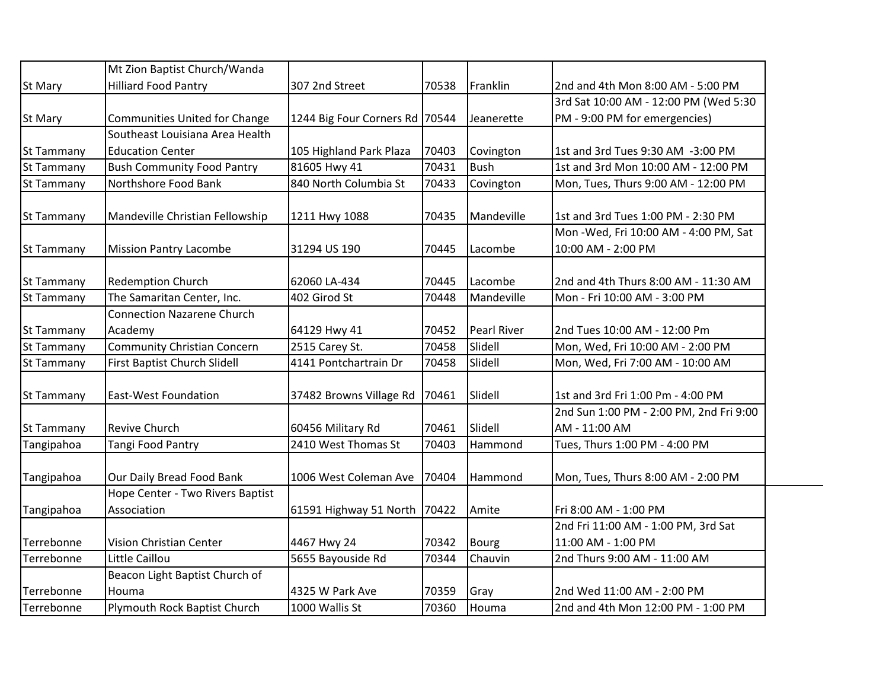| St Mary | Mt Zion Baptist Church/Wanda Hilliard Food Pantry | 307 2nd Street | 70538 | Franklin | 2nd and 4th Mon 8:00 AM - 5:00 PM |
|---|---|---|---|---|---|
| St Mary | Communities United for Change | 1244 Big Four Corners Rd | 70544 | Jeanerette | 3rd Sat 10:00 AM - 12:00 PM (Wed 5:30 PM - 9:00 PM for emergencies) |
| St Tammany | Southeast Louisiana Area Health Education Center | 105 Highland Park Plaza | 70403 | Covington | 1st and 3rd Tues 9:30 AM -3:00 PM |
| St Tammany | Bush Community Food Pantry | 81605 Hwy 41 | 70431 | Bush | 1st and 3rd Mon 10:00 AM - 12:00 PM |
| St Tammany | Northshore Food Bank | 840 North Columbia St | 70433 | Covington | Mon, Tues, Thurs 9:00 AM - 12:00 PM |
| St Tammany | Mandeville Christian Fellowship | 1211 Hwy 1088 | 70435 | Mandeville | 1st and 3rd Tues 1:00 PM - 2:30 PM |
| St Tammany | Mission Pantry Lacombe | 31294 US 190 | 70445 | Lacombe | Mon -Wed, Fri 10:00 AM - 4:00 PM, Sat 10:00 AM - 2:00 PM |
| St Tammany | Redemption Church | 62060 LA-434 | 70445 | Lacombe | 2nd and 4th Thurs 8:00 AM - 11:30 AM |
| St Tammany | The Samaritan Center, Inc. | 402 Girod St | 70448 | Mandeville | Mon - Fri 10:00 AM - 3:00 PM |
| St Tammany | Connection Nazarene Church Academy | 64129 Hwy 41 | 70452 | Pearl River | 2nd Tues 10:00 AM - 12:00 Pm |
| St Tammany | Community Christian Concern | 2515 Carey St. | 70458 | Slidell | Mon, Wed, Fri 10:00 AM - 2:00 PM |
| St Tammany | First Baptist Church Slidell | 4141 Pontchartrain Dr | 70458 | Slidell | Mon, Wed, Fri 7:00 AM - 10:00 AM |
| St Tammany | East-West Foundation | 37482 Browns Village Rd | 70461 | Slidell | 1st and 3rd Fri 1:00 Pm - 4:00 PM |
| St Tammany | Revive Church | 60456 Military Rd | 70461 | Slidell | 2nd Sun 1:00 PM - 2:00 PM, 2nd Fri 9:00 AM - 11:00 AM |
| Tangipahoa | Tangi Food Pantry | 2410 West Thomas St | 70403 | Hammond | Tues, Thurs 1:00 PM - 4:00 PM |
| Tangipahoa | Our Daily Bread Food Bank | 1006 West Coleman Ave | 70404 | Hammond | Mon, Tues, Thurs 8:00 AM - 2:00 PM |
| Tangipahoa | Hope Center - Two Rivers Baptist Association | 61591 Highway 51 North | 70422 | Amite | Fri 8:00 AM - 1:00 PM |
| Terrebonne | Vision Christian Center | 4467 Hwy 24 | 70342 | Bourg | 2nd Fri 11:00 AM - 1:00 PM, 3rd Sat 11:00 AM - 1:00 PM |
| Terrebonne | Little Caillou | 5655 Bayouside Rd | 70344 | Chauvin | 2nd Thurs 9:00 AM - 11:00 AM |
| Terrebonne | Beacon Light Baptist Church of Houma | 4325 W Park Ave | 70359 | Gray | 2nd Wed 11:00 AM - 2:00 PM |
| Terrebonne | Plymouth Rock Baptist Church | 1000 Wallis St | 70360 | Houma | 2nd and 4th Mon 12:00 PM - 1:00 PM |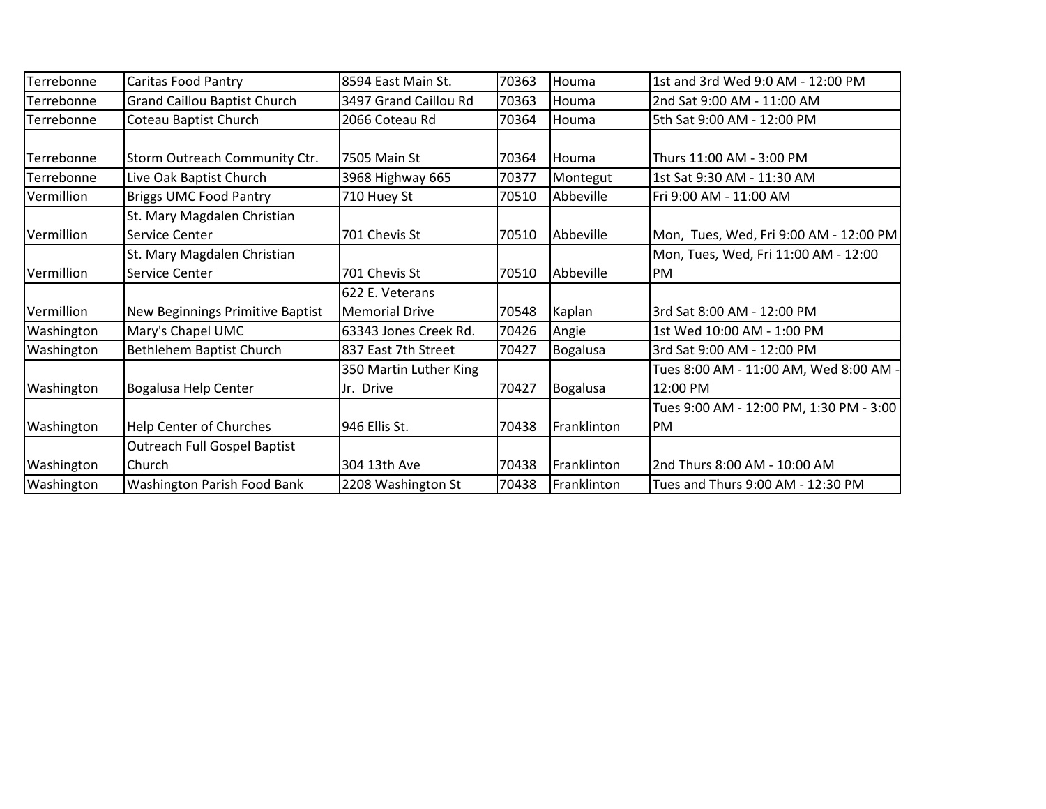| | | | | | |
|---|---|---|---|---|---|
| Terrebonne | Caritas Food Pantry | 8594 East Main St. | 70363 | Houma | 1st and 3rd Wed 9:0 AM - 12:00 PM |
| Terrebonne | Grand Caillou Baptist Church | 3497 Grand Caillou Rd | 70363 | Houma | 2nd Sat 9:00 AM - 11:00 AM |
| Terrebonne | Coteau Baptist Church | 2066 Coteau Rd | 70364 | Houma | 5th Sat 9:00 AM - 12:00 PM |
| Terrebonne | Storm Outreach Community Ctr. | 7505 Main St | 70364 | Houma | Thurs 11:00 AM - 3:00 PM |
| Terrebonne | Live Oak Baptist Church | 3968 Highway 665 | 70377 | Montegut | 1st Sat 9:30 AM - 11:30 AM |
| Vermillion | Briggs UMC Food Pantry | 710 Huey St | 70510 | Abbeville | Fri 9:00 AM - 11:00 AM |
| Vermillion | St. Mary Magdalen Christian Service Center | 701 Chevis St | 70510 | Abbeville | Mon, Tues, Wed, Fri 9:00 AM - 12:00 PM |
| Vermillion | St. Mary Magdalen Christian Service Center | 701 Chevis St | 70510 | Abbeville | Mon, Tues, Wed, Fri 11:00 AM - 12:00 PM |
| Vermillion | New Beginnings Primitive Baptist | 622 E. Veterans Memorial Drive | 70548 | Kaplan | 3rd Sat 8:00 AM - 12:00 PM |
| Washington | Mary's Chapel UMC | 63343 Jones Creek Rd. | 70426 | Angie | 1st Wed 10:00 AM - 1:00 PM |
| Washington | Bethlehem Baptist Church | 837 East 7th Street | 70427 | Bogalusa | 3rd Sat 9:00 AM - 12:00 PM |
| Washington | Bogalusa Help Center | 350 Martin Luther King Jr. Drive | 70427 | Bogalusa | Tues 8:00 AM - 11:00 AM, Wed 8:00 AM - 12:00 PM |
| Washington | Help Center of Churches | 946 Ellis St. | 70438 | Franklinton | Tues 9:00 AM - 12:00 PM, 1:30 PM - 3:00 PM |
| Washington | Outreach Full Gospel Baptist Church | 304 13th Ave | 70438 | Franklinton | 2nd Thurs 8:00 AM - 10:00 AM |
| Washington | Washington Parish Food Bank | 2208 Washington St | 70438 | Franklinton | Tues and Thurs 9:00 AM - 12:30 PM |